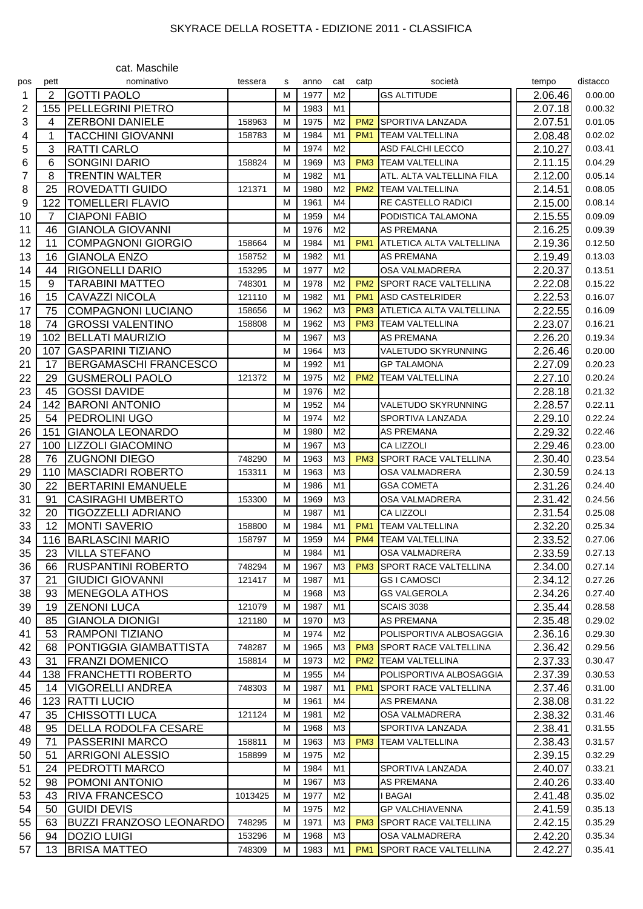# SKYRACE DELLA ROSETTA - EDIZIONE 2011 - CLASSIFICA

cat. Maschile

| pos | pett | nominativo | tessera | s | anno | cat | catp | società | tempo | distacco |
|---|---|---|---|---|---|---|---|---|---|---|
| 1 | 2 | GOTTI PAOLO | | M | 1977 | M2 | | GS ALTITUDE | 2.06.46 | 0.00.00 |
| 2 | 155 | PELLEGRINI PIETRO | | M | 1983 | M1 | | | 2.07.18 | 0.00.32 |
| 3 | 4 | ZERBONI DANIELE | 158963 | M | 1975 | M2 | PM2 | SPORTIVA LANZADA | 2.07.51 | 0.01.05 |
| 4 | 1 | TACCHINI GIOVANNI | 158783 | M | 1984 | M1 | PM1 | TEAM VALTELLINA | 2.08.48 | 0.02.02 |
| 5 | 3 | RATTI CARLO | | M | 1974 | M2 | | ASD FALCHI LECCO | 2.10.27 | 0.03.41 |
| 6 | 6 | SONGINI DARIO | 158824 | M | 1969 | M3 | PM3 | TEAM VALTELLINA | 2.11.15 | 0.04.29 |
| 7 | 8 | TRENTIN WALTER | | M | 1982 | M1 | | ATL. ALTA VALTELLINA FILA | 2.12.00 | 0.05.14 |
| 8 | 25 | ROVEDATTI GUIDO | 121371 | M | 1980 | M2 | PM2 | TEAM VALTELLINA | 2.14.51 | 0.08.05 |
| 9 | 122 | TOMELLERI FLAVIO | | M | 1961 | M4 | | RE CASTELLO RADICI | 2.15.00 | 0.08.14 |
| 10 | 7 | CIAPONI FABIO | | M | 1959 | M4 | | PODISTICA TALAMONA | 2.15.55 | 0.09.09 |
| 11 | 46 | GIANOLA GIOVANNI | | M | 1976 | M2 | | AS PREMANA | 2.16.25 | 0.09.39 |
| 12 | 11 | COMPAGNONI GIORGIO | 158664 | M | 1984 | M1 | PM1 | ATLETICA ALTA VALTELLINA | 2.19.36 | 0.12.50 |
| 13 | 16 | GIANOLA ENZO | 158752 | M | 1982 | M1 | | AS PREMANA | 2.19.49 | 0.13.03 |
| 14 | 44 | RIGONELLI DARIO | 153295 | M | 1977 | M2 | | OSA VALMADRERA | 2.20.37 | 0.13.51 |
| 15 | 9 | TARABINI MATTEO | 748301 | M | 1978 | M2 | PM2 | SPORT RACE VALTELLINA | 2.22.08 | 0.15.22 |
| 16 | 15 | CAVAZZI NICOLA | 121110 | M | 1982 | M1 | PM1 | ASD CASTELRIDER | 2.22.53 | 0.16.07 |
| 17 | 75 | COMPAGNONI LUCIANO | 158656 | M | 1962 | M3 | PM3 | ATLETICA ALTA VALTELLINA | 2.22.55 | 0.16.09 |
| 18 | 74 | GROSSI VALENTINO | 158808 | M | 1962 | M3 | PM3 | TEAM VALTELLINA | 2.23.07 | 0.16.21 |
| 19 | 102 | BELLATI MAURIZIO | | M | 1967 | M3 | | AS PREMANA | 2.26.20 | 0.19.34 |
| 20 | 107 | GASPARINI TIZIANO | | M | 1964 | M3 | | VALETUDO SKYRUNNING | 2.26.46 | 0.20.00 |
| 21 | 17 | BERGAMASCHI FRANCESCO | | M | 1992 | M1 | | GP TALAMONA | 2.27.09 | 0.20.23 |
| 22 | 29 | GUSMEROLI PAOLO | 121372 | M | 1975 | M2 | PM2 | TEAM VALTELLINA | 2.27.10 | 0.20.24 |
| 23 | 45 | GOSSI DAVIDE | | M | 1976 | M2 | | | 2.28.18 | 0.21.32 |
| 24 | 142 | BARONI ANTONIO | | M | 1952 | M4 | | VALETUDO SKYRUNNING | 2.28.57 | 0.22.11 |
| 25 | 54 | PEDROLINI UGO | | M | 1974 | M2 | | SPORTIVA LANZADA | 2.29.10 | 0.22.24 |
| 26 | 151 | GIANOLA LEONARDO | | M | 1980 | M2 | | AS PREMANA | 2.29.32 | 0.22.46 |
| 27 | 100 | LIZZOLI GIACOMINO | | M | 1967 | M3 | | CA LIZZOLI | 2.29.46 | 0.23.00 |
| 28 | 76 | ZUGNONI DIEGO | 748290 | M | 1963 | M3 | PM3 | SPORT RACE VALTELLINA | 2.30.40 | 0.23.54 |
| 29 | 110 | MASCIADRI ROBERTO | 153311 | M | 1963 | M3 | | OSA VALMADRERA | 2.30.59 | 0.24.13 |
| 30 | 22 | BERTARINI EMANUELE | | M | 1986 | M1 | | GSA COMETA | 2.31.26 | 0.24.40 |
| 31 | 91 | CASIRAGHI UMBERTO | 153300 | M | 1969 | M3 | | OSA VALMADRERA | 2.31.42 | 0.24.56 |
| 32 | 20 | TIGOZZELLI ADRIANO | | M | 1987 | M1 | | CA LIZZOLI | 2.31.54 | 0.25.08 |
| 33 | 12 | MONTI SAVERIO | 158800 | M | 1984 | M1 | PM1 | TEAM VALTELLINA | 2.32.20 | 0.25.34 |
| 34 | 116 | BARLASCINI MARIO | 158797 | M | 1959 | M4 | PM4 | TEAM VALTELLINA | 2.33.52 | 0.27.06 |
| 35 | 23 | VILLA STEFANO | | M | 1984 | M1 | | OSA VALMADRERA | 2.33.59 | 0.27.13 |
| 36 | 66 | RUSPANTINI ROBERTO | 748294 | M | 1967 | M3 | PM3 | SPORT RACE VALTELLINA | 2.34.00 | 0.27.14 |
| 37 | 21 | GIUDICI GIOVANNI | 121417 | M | 1987 | M1 | | GS I CAMOSCI | 2.34.12 | 0.27.26 |
| 38 | 93 | MENEGOLA ATHOS | | M | 1968 | M3 | | GS VALGEROLA | 2.34.26 | 0.27.40 |
| 39 | 19 | ZENONI LUCA | 121079 | M | 1987 | M1 | | SCAIS 3038 | 2.35.44 | 0.28.58 |
| 40 | 85 | GIANOLA DIONIGI | 121180 | M | 1970 | M3 | | AS PREMANA | 2.35.48 | 0.29.02 |
| 41 | 53 | RAMPONI TIZIANO | | M | 1974 | M2 | | POLISPORTIVA ALBOSAGGIA | 2.36.16 | 0.29.30 |
| 42 | 68 | PONTIGGIA GIAMBATTISTA | 748287 | M | 1965 | M3 | PM3 | SPORT RACE VALTELLINA | 2.36.42 | 0.29.56 |
| 43 | 31 | FRANZI DOMENICO | 158814 | M | 1973 | M2 | PM2 | TEAM VALTELLINA | 2.37.33 | 0.30.47 |
| 44 | 138 | FRANCHETTI ROBERTO | | M | 1955 | M4 | | POLISPORTIVA ALBOSAGGIA | 2.37.39 | 0.30.53 |
| 45 | 14 | VIGORELLI ANDREA | 748303 | M | 1987 | M1 | PM1 | SPORT RACE VALTELLINA | 2.37.46 | 0.31.00 |
| 46 | 123 | RATTI LUCIO | | M | 1961 | M4 | | AS PREMANA | 2.38.08 | 0.31.22 |
| 47 | 35 | CHISSOTTI LUCA | 121124 | M | 1981 | M2 | | OSA VALMADRERA | 2.38.32 | 0.31.46 |
| 48 | 95 | DELLA RODOLFA CESARE | | M | 1968 | M3 | | SPORTIVA LANZADA | 2.38.41 | 0.31.55 |
| 49 | 71 | PASSERINI MARCO | 158811 | M | 1963 | M3 | PM3 | TEAM VALTELLINA | 2.38.43 | 0.31.57 |
| 50 | 51 | ARRIGONI ALESSIO | 158899 | M | 1975 | M2 | | | 2.39.15 | 0.32.29 |
| 51 | 24 | PEDROTTI MARCO | | M | 1984 | M1 | | SPORTIVA LANZADA | 2.40.07 | 0.33.21 |
| 52 | 98 | POMONI ANTONIO | | M | 1967 | M3 | | AS PREMANA | 2.40.26 | 0.33.40 |
| 53 | 43 | RIVA FRANCESCO | 1013425 | M | 1977 | M2 | | I BAGAI | 2.41.48 | 0.35.02 |
| 54 | 50 | GUIDI DEVIS | | M | 1975 | M2 | | GP VALCHIAVENNA | 2.41.59 | 0.35.13 |
| 55 | 63 | BUZZI FRANZOSO LEONARDO | 748295 | M | 1971 | M3 | PM3 | SPORT RACE VALTELLINA | 2.42.15 | 0.35.29 |
| 56 | 94 | DOZIO LUIGI | 153296 | M | 1968 | M3 | | OSA VALMADRERA | 2.42.20 | 0.35.34 |
| 57 | 13 | BRISA MATTEO | 748309 | M | 1983 | M1 | PM1 | SPORT RACE VALTELLINA | 2.42.27 | 0.35.41 |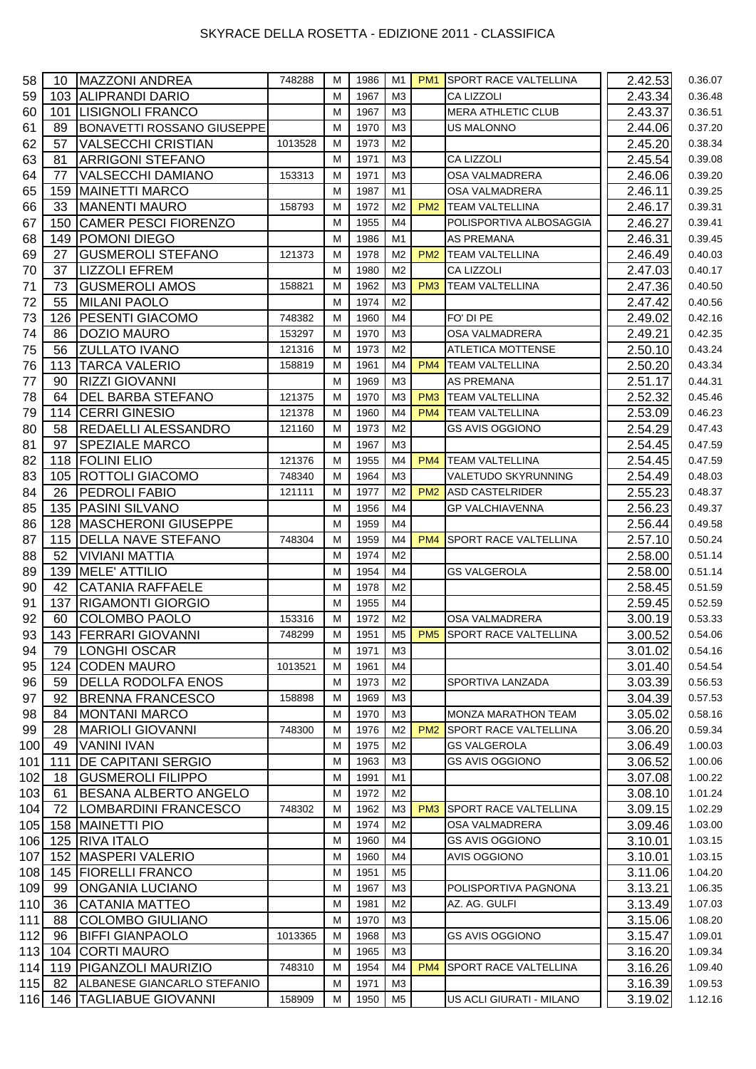# SKYRACE DELLA ROSETTA - EDIZIONE 2011 - CLASSIFICA

| | | | | | | | | | | |
|---|---|---|---|---|---|---|---|---|---|---|
| 58 | 10 | MAZZONI ANDREA | 748288 | M | 1986 | M1 | PM1 | SPORT RACE VALTELLINA | 2.42.53 | 0.36.07 |
| 59 | 103 | ALIPRANDI DARIO | | M | 1967 | M3 | | CA LIZZOLI | 2.43.34 | 0.36.48 |
| 60 | 101 | LISIGNOLI FRANCO | | M | 1967 | M3 | | MERA ATHLETIC CLUB | 2.43.37 | 0.36.51 |
| 61 | 89 | BONAVETTI ROSSANO GIUSEPPE | | M | 1970 | M3 | | US MALONNO | 2.44.06 | 0.37.20 |
| 62 | 57 | VALSECCHI CRISTIAN | 1013528 | M | 1973 | M2 | | | 2.45.20 | 0.38.34 |
| 63 | 81 | ARRIGONI STEFANO | | M | 1971 | M3 | | CA LIZZOLI | 2.45.54 | 0.39.08 |
| 64 | 77 | VALSECCHI DAMIANO | 153313 | M | 1971 | M3 | | OSA VALMADRERA | 2.46.06 | 0.39.20 |
| 65 | 159 | MAINETTI MARCO | | M | 1987 | M1 | | OSA VALMADRERA | 2.46.11 | 0.39.25 |
| 66 | 33 | MANENTI MAURO | 158793 | M | 1972 | M2 | PM2 | TEAM VALTELLINA | 2.46.17 | 0.39.31 |
| 67 | 150 | CAMER PESCI FIORENZO | | M | 1955 | M4 | | POLISPORTIVA ALBOSAGGIA | 2.46.27 | 0.39.41 |
| 68 | 149 | POMONI DIEGO | | M | 1986 | M1 | | AS PREMANA | 2.46.31 | 0.39.45 |
| 69 | 27 | GUSMEROLI STEFANO | 121373 | M | 1978 | M2 | PM2 | TEAM VALTELLINA | 2.46.49 | 0.40.03 |
| 70 | 37 | LIZZOLI EFREM | | M | 1980 | M2 | | CA LIZZOLI | 2.47.03 | 0.40.17 |
| 71 | 73 | GUSMEROLI AMOS | 158821 | M | 1962 | M3 | PM3 | TEAM VALTELLINA | 2.47.36 | 0.40.50 |
| 72 | 55 | MILANI PAOLO | | M | 1974 | M2 | | | 2.47.42 | 0.40.56 |
| 73 | 126 | PESENTI GIACOMO | 748382 | M | 1960 | M4 | | FO' DI PE | 2.49.02 | 0.42.16 |
| 74 | 86 | DOZIO MAURO | 153297 | M | 1970 | M3 | | OSA VALMADRERA | 2.49.21 | 0.42.35 |
| 75 | 56 | ZULLATO IVANO | 121316 | M | 1973 | M2 | | ATLETICA MOTTENSE | 2.50.10 | 0.43.24 |
| 76 | 113 | TARCA VALERIO | 158819 | M | 1961 | M4 | PM4 | TEAM VALTELLINA | 2.50.20 | 0.43.34 |
| 77 | 90 | RIZZI GIOVANNI | | M | 1969 | M3 | | AS PREMANA | 2.51.17 | 0.44.31 |
| 78 | 64 | DEL BARBA STEFANO | 121375 | M | 1970 | M3 | PM3 | TEAM VALTELLINA | 2.52.32 | 0.45.46 |
| 79 | 114 | CERRI GINESIO | 121378 | M | 1960 | M4 | PM4 | TEAM VALTELLINA | 2.53.09 | 0.46.23 |
| 80 | 58 | REDAELLI ALESSANDRO | 121160 | M | 1973 | M2 | | GS AVIS OGGIONO | 2.54.29 | 0.47.43 |
| 81 | 97 | SPEZIALE MARCO | | M | 1967 | M3 | | | 2.54.45 | 0.47.59 |
| 82 | 118 | FOLINI ELIO | 121376 | M | 1955 | M4 | PM4 | TEAM VALTELLINA | 2.54.45 | 0.47.59 |
| 83 | 105 | ROTTOLI GIACOMO | 748340 | M | 1964 | M3 | | VALETUDO SKYRUNNING | 2.54.49 | 0.48.03 |
| 84 | 26 | PEDROLI FABIO | 121111 | M | 1977 | M2 | PM2 | ASD CASTELRIDER | 2.55.23 | 0.48.37 |
| 85 | 135 | PASINI SILVANO | | M | 1956 | M4 | | GP VALCHIAVENNA | 2.56.23 | 0.49.37 |
| 86 | 128 | MASCHERONI GIUSEPPE | | M | 1959 | M4 | | | 2.56.44 | 0.49.58 |
| 87 | 115 | DELLA NAVE STEFANO | 748304 | M | 1959 | M4 | PM4 | SPORT RACE VALTELLINA | 2.57.10 | 0.50.24 |
| 88 | 52 | VIVIANI MATTIA | | M | 1974 | M2 | | | 2.58.00 | 0.51.14 |
| 89 | 139 | MELE' ATTILIO | | M | 1954 | M4 | | GS VALGEROLA | 2.58.00 | 0.51.14 |
| 90 | 42 | CATANIA RAFFAELE | | M | 1978 | M2 | | | 2.58.45 | 0.51.59 |
| 91 | 137 | RIGAMONTI GIORGIO | | M | 1955 | M4 | | | 2.59.45 | 0.52.59 |
| 92 | 60 | COLOMBO PAOLO | 153316 | M | 1972 | M2 | | OSA VALMADRERA | 3.00.19 | 0.53.33 |
| 93 | 143 | FERRARI GIOVANNI | 748299 | M | 1951 | M5 | PM5 | SPORT RACE VALTELLINA | 3.00.52 | 0.54.06 |
| 94 | 79 | LONGHI OSCAR | | M | 1971 | M3 | | | 3.01.02 | 0.54.16 |
| 95 | 124 | CODEN MAURO | 1013521 | M | 1961 | M4 | | | 3.01.40 | 0.54.54 |
| 96 | 59 | DELLA RODOLFA ENOS | | M | 1973 | M2 | | SPORTIVA LANZADA | 3.03.39 | 0.56.53 |
| 97 | 92 | BRENNA FRANCESCO | 158898 | M | 1969 | M3 | | | 3.04.39 | 0.57.53 |
| 98 | 84 | MONTANI MARCO | | M | 1970 | M3 | | MONZA MARATHON TEAM | 3.05.02 | 0.58.16 |
| 99 | 28 | MARIOLI GIOVANNI | 748300 | M | 1976 | M2 | PM2 | SPORT RACE VALTELLINA | 3.06.20 | 0.59.34 |
| 100 | 49 | VANINI IVAN | | M | 1975 | M2 | | GS VALGEROLA | 3.06.49 | 1.00.03 |
| 101 | 111 | DE CAPITANI SERGIO | | M | 1963 | M3 | | GS AVIS OGGIONO | 3.06.52 | 1.00.06 |
| 102 | 18 | GUSMEROLI FILIPPO | | M | 1991 | M1 | | | 3.07.08 | 1.00.22 |
| 103 | 61 | BESANA ALBERTO ANGELO | | M | 1972 | M2 | | | 3.08.10 | 1.01.24 |
| 104 | 72 | LOMBARDINI FRANCESCO | 748302 | M | 1962 | M3 | PM3 | SPORT RACE VALTELLINA | 3.09.15 | 1.02.29 |
| 105 | 158 | MAINETTI PIO | | M | 1974 | M2 | | OSA VALMADRERA | 3.09.46 | 1.03.00 |
| 106 | 125 | RIVA ITALO | | M | 1960 | M4 | | GS AVIS OGGIONO | 3.10.01 | 1.03.15 |
| 107 | 152 | MASPERI VALERIO | | M | 1960 | M4 | | AVIS OGGIONO | 3.10.01 | 1.03.15 |
| 108 | 145 | FIORELLI FRANCO | | M | 1951 | M5 | | | 3.11.06 | 1.04.20 |
| 109 | 99 | ONGANIA LUCIANO | | M | 1967 | M3 | | POLISPORTIVA PAGNONA | 3.13.21 | 1.06.35 |
| 110 | 36 | CATANIA MATTEO | | M | 1981 | M2 | | AZ. AG. GULFI | 3.13.49 | 1.07.03 |
| 111 | 88 | COLOMBO GIULIANO | | M | 1970 | M3 | | | 3.15.06 | 1.08.20 |
| 112 | 96 | BIFFI GIANPAOLO | 1013365 | M | 1968 | M3 | | GS AVIS OGGIONO | 3.15.47 | 1.09.01 |
| 113 | 104 | CORTI MAURO | | M | 1965 | M3 | | | 3.16.20 | 1.09.34 |
| 114 | 119 | PIGANZOLI MAURIZIO | 748310 | M | 1954 | M4 | PM4 | SPORT RACE VALTELLINA | 3.16.26 | 1.09.40 |
| 115 | 82 | ALBANESE GIANCARLO STEFANIO | | M | 1971 | M3 | | | 3.16.39 | 1.09.53 |
| 116 | 146 | TAGLIABUE GIOVANNI | 158909 | M | 1950 | M5 | | US ACLI GIURATI - MILANO | 3.19.02 | 1.12.16 |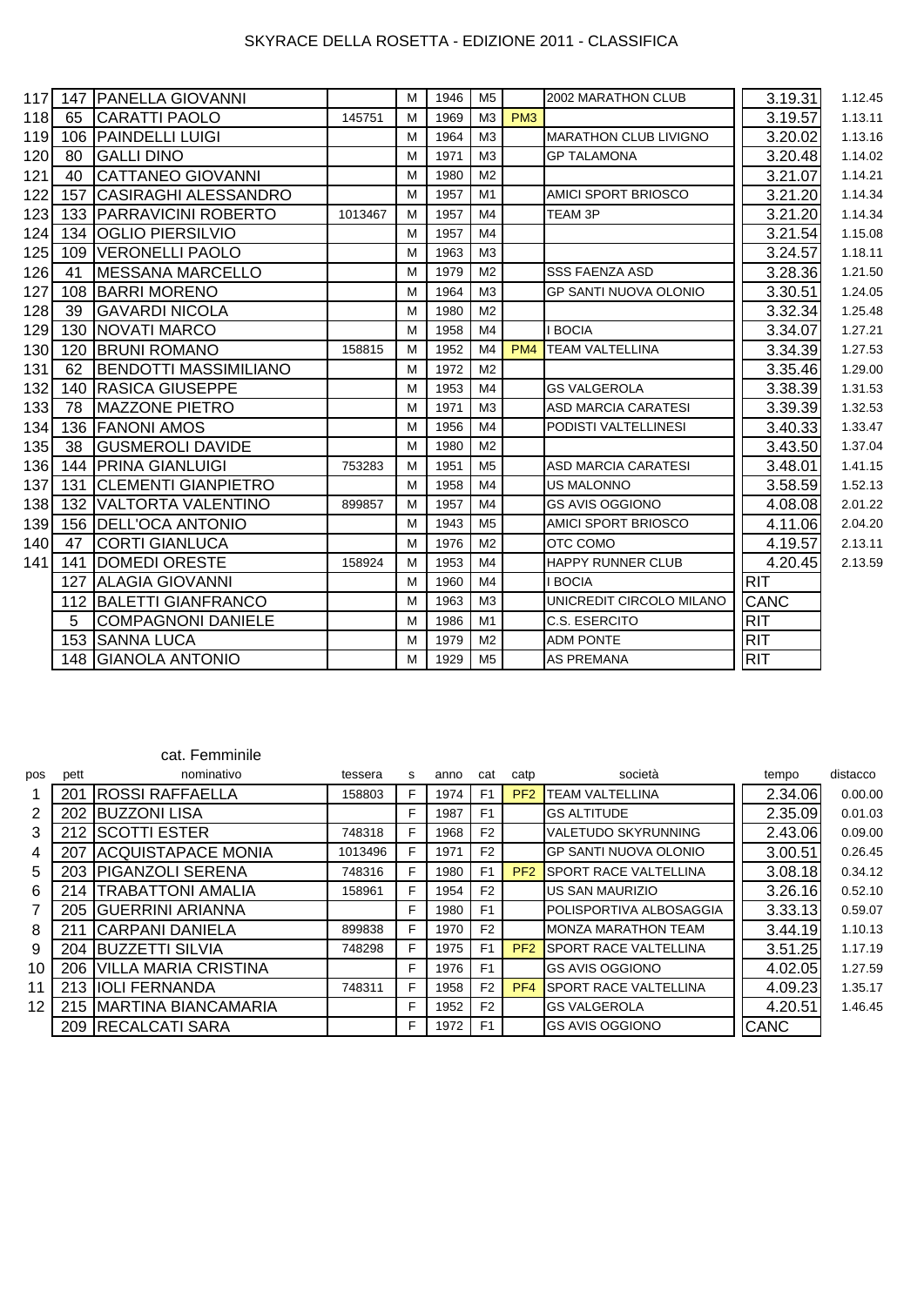SKYRACE DELLA ROSETTA - EDIZIONE 2011 - CLASSIFICA

| | | | | | | | | | | |
|---|---|---|---|---|---|---|---|---|---|---|
| 117 | 147 | PANELLA GIOVANNI | | M | 1946 | M5 | | 2002 MARATHON CLUB | 3.19.31 | 1.12.45 |
| 118 | 65 | CARATTI PAOLO | 145751 | M | 1969 | M3 | PM3 | | 3.19.57 | 1.13.11 |
| 119 | 106 | PAINDELLI LUIGI | | M | 1964 | M3 | | MARATHON CLUB LIVIGNO | 3.20.02 | 1.13.16 |
| 120 | 80 | GALLI DINO | | M | 1971 | M3 | | GP TALAMONA | 3.20.48 | 1.14.02 |
| 121 | 40 | CATTANEO GIOVANNI | | M | 1980 | M2 | | | 3.21.07 | 1.14.21 |
| 122 | 157 | CASIRAGHI ALESSANDRO | | M | 1957 | M1 | | AMICI SPORT BRIOSCO | 3.21.20 | 1.14.34 |
| 123 | 133 | PARRAVICINI ROBERTO | 1013467 | M | 1957 | M4 | | TEAM 3P | 3.21.20 | 1.14.34 |
| 124 | 134 | OGLIO PIERSILVIO | | M | 1957 | M4 | | | 3.21.54 | 1.15.08 |
| 125 | 109 | VERONELLI PAOLO | | M | 1963 | M3 | | | 3.24.57 | 1.18.11 |
| 126 | 41 | MESSANA MARCELLO | | M | 1979 | M2 | | SSS FAENZA ASD | 3.28.36 | 1.21.50 |
| 127 | 108 | BARRI MORENO | | M | 1964 | M3 | | GP SANTI NUOVA OLONIO | 3.30.51 | 1.24.05 |
| 128 | 39 | GAVARDI NICOLA | | M | 1980 | M2 | | | 3.32.34 | 1.25.48 |
| 129 | 130 | NOVATI MARCO | | M | 1958 | M4 | | I BOCIA | 3.34.07 | 1.27.21 |
| 130 | 120 | BRUNI ROMANO | 158815 | M | 1952 | M4 | PM4 | TEAM VALTELLINA | 3.34.39 | 1.27.53 |
| 131 | 62 | BENDOTTI MASSIMILIANO | | M | 1972 | M2 | | | 3.35.46 | 1.29.00 |
| 132 | 140 | RASICA GIUSEPPE | | M | 1953 | M4 | | GS VALGEROLA | 3.38.39 | 1.31.53 |
| 133 | 78 | MAZZONE PIETRO | | M | 1971 | M3 | | ASD MARCIA CARATESI | 3.39.39 | 1.32.53 |
| 134 | 136 | FANONI AMOS | | M | 1956 | M4 | | PODISTI VALTELLINESI | 3.40.33 | 1.33.47 |
| 135 | 38 | GUSMEROLI DAVIDE | | M | 1980 | M2 | | | 3.43.50 | 1.37.04 |
| 136 | 144 | PRINA GIANLUIGI | 753283 | M | 1951 | M5 | | ASD MARCIA CARATESI | 3.48.01 | 1.41.15 |
| 137 | 131 | CLEMENTI GIANPIETRO | | M | 1958 | M4 | | US MALONNO | 3.58.59 | 1.52.13 |
| 138 | 132 | VALTORTA VALENTINO | 899857 | M | 1957 | M4 | | GS AVIS OGGIONO | 4.08.08 | 2.01.22 |
| 139 | 156 | DELL'OCA ANTONIO | | M | 1943 | M5 | | AMICI SPORT BRIOSCO | 4.11.06 | 2.04.20 |
| 140 | 47 | CORTI GIANLUCA | | M | 1976 | M2 | | OTC COMO | 4.19.57 | 2.13.11 |
| 141 | 141 | DOMEDI ORESTE | 158924 | M | 1953 | M4 | | HAPPY RUNNER CLUB | 4.20.45 | 2.13.59 |
| | 127 | ALAGIA GIOVANNI | | M | 1960 | M4 | | I BOCIA | RIT | |
| | 112 | BALETTI GIANFRANCO | | M | 1963 | M3 | | UNICREDIT CIRCOLO MILANO | CANC | |
| | 5 | COMPAGNONI DANIELE | | M | 1986 | M1 | | C.S. ESERCITO | RIT | |
| | 153 | SANNA LUCA | | M | 1979 | M2 | | ADM PONTE | RIT | |
| | 148 | GIANOLA ANTONIO | | M | 1929 | M5 | | AS PREMANA | RIT | |

cat. Femminile

| pos | pett | nominativo | tessera | s | anno | cat | catp | società | tempo | distacco |
|---|---|---|---|---|---|---|---|---|---|---|
| 1 | 201 | ROSSI RAFFAELLA | 158803 | F | 1974 | F1 | PF2 | TEAM VALTELLINA | 2.34.06 | 0.00.00 |
| 2 | 202 | BUZZONI LISA | | F | 1987 | F1 | | GS ALTITUDE | 2.35.09 | 0.01.03 |
| 3 | 212 | SCOTTI ESTER | 748318 | F | 1968 | F2 | | VALETUDO SKYRUNNING | 2.43.06 | 0.09.00 |
| 4 | 207 | ACQUISTAPACE MONIA | 1013496 | F | 1971 | F2 | | GP SANTI NUOVA OLONIO | 3.00.51 | 0.26.45 |
| 5 | 203 | PIGANZOLI SERENA | 748316 | F | 1980 | F1 | PF2 | SPORT RACE VALTELLINA | 3.08.18 | 0.34.12 |
| 6 | 214 | TRABATTONI AMALIA | 158961 | F | 1954 | F2 | | US SAN MAURIZIO | 3.26.16 | 0.52.10 |
| 7 | 205 | GUERRINI ARIANNA | | F | 1980 | F1 | | POLISPORTIVA ALBOSAGGIA | 3.33.13 | 0.59.07 |
| 8 | 211 | CARPANI DANIELA | 899838 | F | 1970 | F2 | | MONZA MARATHON TEAM | 3.44.19 | 1.10.13 |
| 9 | 204 | BUZZETTI SILVIA | 748298 | F | 1975 | F1 | PF2 | SPORT RACE VALTELLINA | 3.51.25 | 1.17.19 |
| 10 | 206 | VILLA MARIA CRISTINA | | F | 1976 | F1 | | GS AVIS OGGIONO | 4.02.05 | 1.27.59 |
| 11 | 213 | IOLI FERNANDA | 748311 | F | 1958 | F2 | PF4 | SPORT RACE VALTELLINA | 4.09.23 | 1.35.17 |
| 12 | 215 | MARTINA BIANCAMARIA | | F | 1952 | F2 | | GS VALGEROLA | 4.20.51 | 1.46.45 |
| | 209 | RECALCATI SARA | | F | 1972 | F1 | | GS AVIS OGGIONO | CANC | |